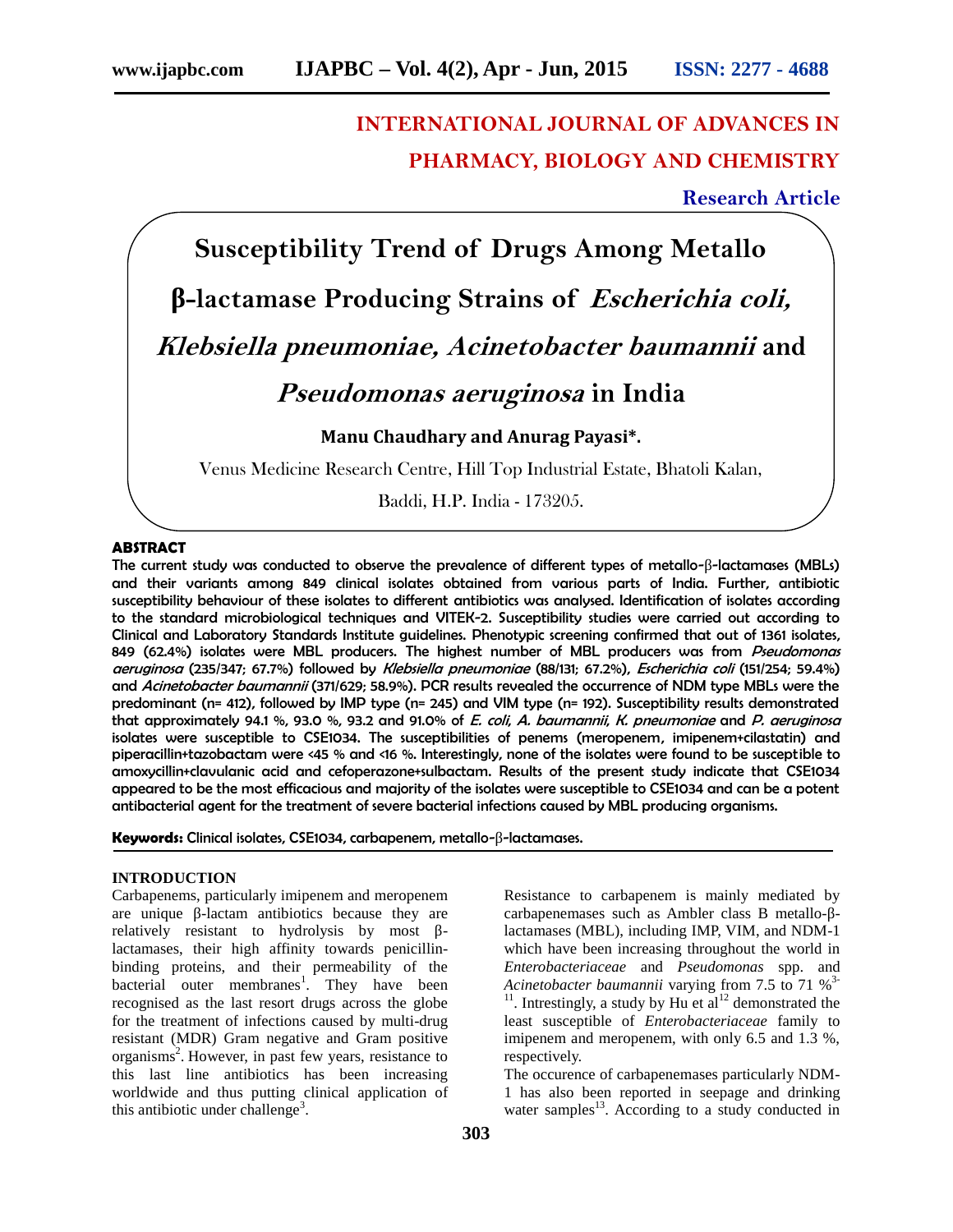## INTERNATIONAL JOURNAL OF ADVANCES IN PHARMACY, BIOLOGY AND CHEMISTRY

**Research Article**

# Susceptibility Trend of Drugs Among Metallo β-lactamase Producing Strains of *Escherichia coli, Klebsiella pneumoniae, Acinetobacter baumannii* and *Pseudomonas aeruginosa* in India

**Manu Chaudhary and Anurag Payasi\*.**

Venus Medicine Research Centre, Hill Top Industrial Estate, Bhatoli Kalan, Baddi, H.P. India - 173205.

### ABSTRACT

The current study was conducted to observe the prevalence of different types of metallo-β-lactamases (MBLs) and their variants among 849 clinical isolates obtained from various parts of India. Further, antibiotic susceptibility behaviour of these isolates to different antibiotics was analysed. Identification of isolates according to the standard microbiological techniques and VITEK-2. Susceptibility studies were carried out according to Clinical and Laboratory Standards Institute guidelines. Phenotypic screening confirmed that out of 1361 isolates, 849 (62.4%) isolates were MBL producers. The highest number of MBL producers was from *Pseudomonas aeruginosa* (235/347; 67.7%) followed by *Klebsiella pneumoniae* (88/131; 67.2%), *Escherichia coli* (151/254; 59.4%) and *Acinetobacter baumannii* (371/629; 58.9%). PCR results revealed the occurrence of NDM type MBLs were the predominant (n= 412), followed by IMP type (n= 245) and VIM type (n= 192). Susceptibility results demonstrated that approximately 94.1 %, 93.0 %, 93.2 and 91.0% of *E. coli, A. baumannii, K. pneumoniae* and *P. aeruginosa* isolates were susceptible to CSE1034. The susceptibilities of penems (meropenem, imipenem+cilastatin) and piperacillin+tazobactam were <45 % and <16 %. Interestingly, none of the isolates were found to be susceptible to amoxycillin+clavulanic acid and cefoperazone+sulbactam. Results of the present study indicate that CSE1034 appeared to be the most efficacious and majority of the isolates were susceptible to CSE1034 and can be a potent antibacterial agent for the treatment of severe bacterial infections caused by MBL producing organisms.

**Keywords:** Clinical isolates, CSE1034, carbapenem, metallo-β-lactamases.

### INTRODUCTION

Carbapenems, particularly imipenem and meropenem are unique β-lactam antibiotics because they are relatively resistant to hydrolysis by most β-lactamases, their high affinity towards penicillin-binding proteins, and their permeability of the bacterial outer membranes[1]. They have been recognised as the last resort drugs across the globe for the treatment of infections caused by multi-drug resistant (MDR) Gram negative and Gram positive organisms[2]. However, in past few years, resistance to this last line antibiotics has been increasing worldwide and thus putting clinical application of this antibiotic under challenge[3].

Resistance to carbapenem is mainly mediated by carbapenemases such as Ambler class B metallo-β-lactamases (MBL), including IMP, VIM, and NDM-1 which have been increasing throughout the world in *Enterobacteriaceae* and *Pseudomonas* spp. and *Acinetobacter baumannii* varying from 7.5 to 71 %[3-11]. Intrestingly, a study by Hu et al[12] demonstrated the least susceptible of *Enterobacteriaceae* family to imipenem and meropenem, with only 6.5 and 1.3 %, respectively.

The occurence of carbapenemases particularly NDM-1 has also been reported in seepage and drinking water samples[13]. According to a study conducted in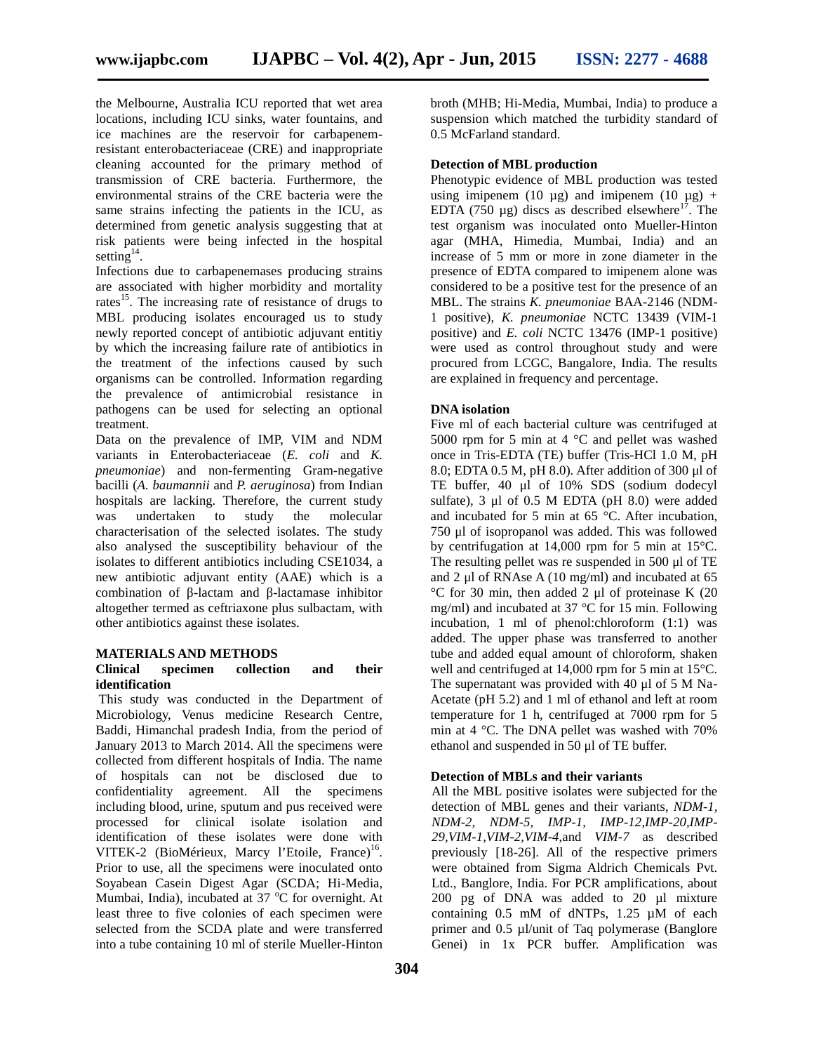the Melbourne, Australia ICU reported that wet area locations, including ICU sinks, water fountains, and ice machines are the reservoir for carbapenem-resistant enterobacteriaceae (CRE) and inappropriate cleaning accounted for the primary method of transmission of CRE bacteria. Furthermore, the environmental strains of the CRE bacteria were the same strains infecting the patients in the ICU, as determined from genetic analysis suggesting that at risk patients were being infected in the hospital setting[14].

Infections due to carbapenemases producing strains are associated with higher morbidity and mortality rates[15]. The increasing rate of resistance of drugs to MBL producing isolates encouraged us to study newly reported concept of antibiotic adjuvant entitiy by which the increasing failure rate of antibiotics in the treatment of the infections caused by such organisms can be controlled. Information regarding the prevalence of antimicrobial resistance in pathogens can be used for selecting an optional treatment.

Data on the prevalence of IMP, VIM and NDM variants in Enterobacteriaceae (*E. coli* and *K. pneumoniae*) and non-fermenting Gram-negative bacilli (*A. baumannii* and *P. aeruginosa*) from Indian hospitals are lacking. Therefore, the current study was undertaken to study the molecular characterisation of the selected isolates. The study also analysed the susceptibility behaviour of the isolates to different antibiotics including CSE1034, a new antibiotic adjuvant entity (AAE) which is a combination of β-lactam and β-lactamase inhibitor altogether termed as ceftriaxone plus sulbactam, with other antibiotics against these isolates.

## MATERIALS AND METHODS

### Clinical specimen collection and their identification

This study was conducted in the Department of Microbiology, Venus medicine Research Centre, Baddi, Himanchal pradesh India, from the period of January 2013 to March 2014. All the specimens were collected from different hospitals of India. The name of hospitals can not be disclosed due to confidentiality agreement. All the specimens including blood, urine, sputum and pus received were processed for clinical isolate isolation and identification of these isolates were done with VITEK-2 (BioMérieux, Marcy l'Etoile, France)[16]. Prior to use, all the specimens were inoculated onto Soyabean Casein Digest Agar (SCDA; Hi-Media, Mumbai, India), incubated at 37 °C for overnight. At least three to five colonies of each specimen were selected from the SCDA plate and were transferred into a tube containing 10 ml of sterile Mueller-Hinton broth (MHB; Hi-Media, Mumbai, India) to produce a suspension which matched the turbidity standard of 0.5 McFarland standard.

### Detection of MBL production

Phenotypic evidence of MBL production was tested using imipenem (10 µg) and imipenem (10 µg) + EDTA (750 µg) discs as described elsewhere[17]. The test organism was inoculated onto Mueller-Hinton agar (MHA, Himedia, Mumbai, India) and an increase of 5 mm or more in zone diameter in the presence of EDTA compared to imipenem alone was considered to be a positive test for the presence of an MBL. The strains *K. pneumoniae* BAA-2146 (NDM-1 positive), *K. pneumoniae* NCTC 13439 (VIM-1 positive) and *E. coli* NCTC 13476 (IMP-1 positive) were used as control throughout study and were procured from LCGC, Bangalore, India. The results are explained in frequency and percentage.

### DNA isolation

Five ml of each bacterial culture was centrifuged at 5000 rpm for 5 min at 4 °C and pellet was washed once in Tris-EDTA (TE) buffer (Tris-HCl 1.0 M, pH 8.0; EDTA 0.5 M, pH 8.0). After addition of 300 µl of TE buffer, 40 µl of 10% SDS (sodium dodecyl sulfate), 3 µl of 0.5 M EDTA (pH 8.0) were added and incubated for 5 min at 65 °C. After incubation, 750 µl of isopropanol was added. This was followed by centrifugation at 14,000 rpm for 5 min at 15°C. The resulting pellet was re suspended in 500 µl of TE and 2 µl of RNAse A (10 mg/ml) and incubated at 65 °C for 30 min, then added 2 µl of proteinase K (20 mg/ml) and incubated at 37 °C for 15 min. Following incubation, 1 ml of phenol:chloroform (1:1) was added. The upper phase was transferred to another tube and added equal amount of chloroform, shaken well and centrifuged at 14,000 rpm for 5 min at 15°C. The supernatant was provided with 40 µl of 5 M Na-Acetate (pH 5.2) and 1 ml of ethanol and left at room temperature for 1 h, centrifuged at 7000 rpm for 5 min at 4 °C. The DNA pellet was washed with 70% ethanol and suspended in 50 µl of TE buffer.

### Detection of MBLs and their variants

All the MBL positive isolates were subjected for the detection of MBL genes and their variants, *NDM-1, NDM-2, NDM-5, IMP-1, IMP-12,IMP-20,IMP-29,VIM-1,VIM-2,VIM-4,*and *VIM-7* as described previously [18-26]. All of the respective primers were obtained from Sigma Aldrich Chemicals Pvt. Ltd., Banglore, India. For PCR amplifications, about 200 pg of DNA was added to 20 µl mixture containing 0.5 mM of dNTPs, 1.25 µM of each primer and 0.5 µl/unit of Taq polymerase (Banglore Genei) in 1x PCR buffer. Amplification was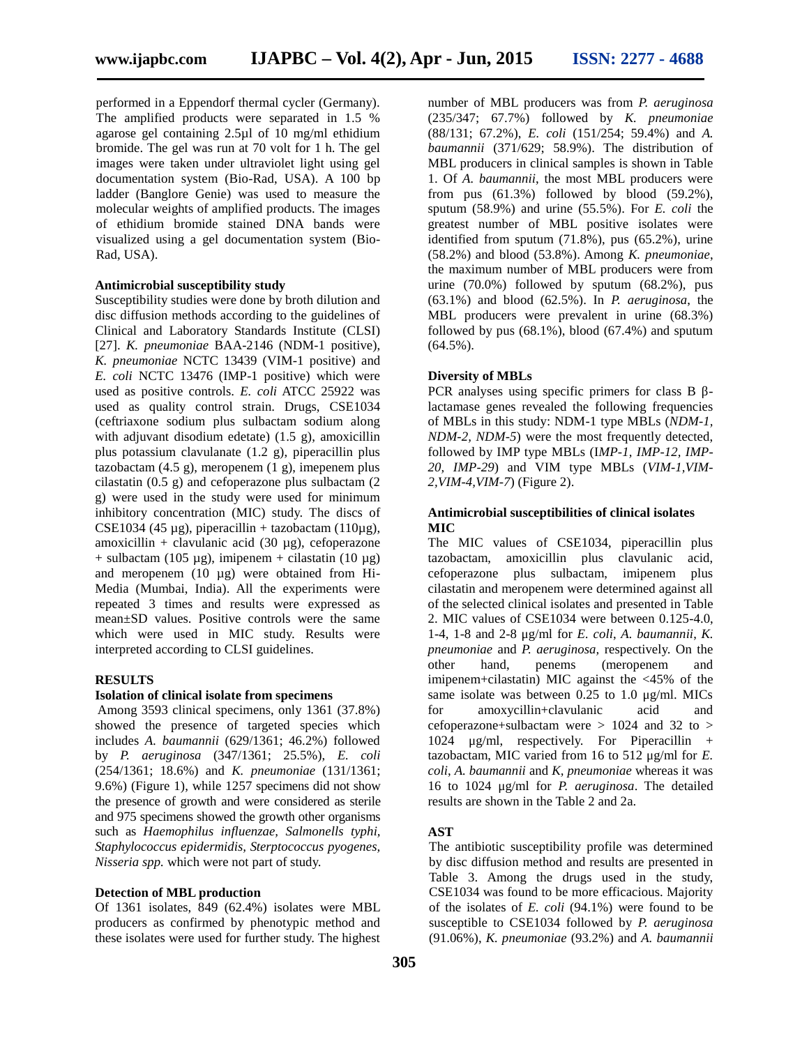performed in a Eppendorf thermal cycler (Germany). The amplified products were separated in 1.5 % agarose gel containing 2.5µl of 10 mg/ml ethidium bromide. The gel was run at 70 volt for 1 h. The gel images were taken under ultraviolet light using gel documentation system (Bio-Rad, USA). A 100 bp ladder (Banglore Genie) was used to measure the molecular weights of amplified products. The images of ethidium bromide stained DNA bands were visualized using a gel documentation system (Bio-Rad, USA).

**Antimicrobial susceptibility study**

Susceptibility studies were done by broth dilution and disc diffusion methods according to the guidelines of Clinical and Laboratory Standards Institute (CLSI) [27]. *K. pneumoniae* BAA-2146 (NDM-1 positive), *K. pneumoniae* NCTC 13439 (VIM-1 positive) and *E. coli* NCTC 13476 (IMP-1 positive) which were used as positive controls. *E. coli* ATCC 25922 was used as quality control strain. Drugs, CSE1034 (ceftriaxone sodium plus sulbactam sodium along with adjuvant disodium edetate) (1.5 g), amoxicillin plus potassium clavulanate (1.2 g), piperacillin plus tazobactam (4.5 g), meropenem (1 g), imepenem plus cilastatin (0.5 g) and cefoperazone plus sulbactam (2 g) were used in the study were used for minimum inhibitory concentration (MIC) study. The discs of CSE1034 (45 µg), piperacillin + tazobactam (110µg), amoxicillin + clavulanic acid (30 µg), cefoperazone + sulbactam (105 µg), imipenem + cilastatin (10 µg) and meropenem (10 µg) were obtained from Hi-Media (Mumbai, India). All the experiments were repeated 3 times and results were expressed as mean±SD values. Positive controls were the same which were used in MIC study. Results were interpreted according to CLSI guidelines.

## RESULTS

**Isolation of clinical isolate from specimens**

Among 3593 clinical specimens, only 1361 (37.8%) showed the presence of targeted species which includes *A. baumannii* (629/1361; 46.2%) followed by *P. aeruginosa* (347/1361; 25.5%), *E. coli* (254/1361; 18.6%) and *K. pneumoniae* (131/1361; 9.6%) (Figure 1), while 1257 specimens did not show the presence of growth and were considered as sterile and 975 specimens showed the growth other organisms such as *Haemophilus influenzae, Salmonells typhi, Staphylococcus epidermidis, Sterptococcus pyogenes, Nisseria spp.* which were not part of study.

**Detection of MBL production**

Of 1361 isolates, 849 (62.4%) isolates were MBL producers as confirmed by phenotypic method and these isolates were used for further study. The highest number of MBL producers was from *P. aeruginosa* (235/347; 67.7%) followed by *K. pneumoniae* (88/131; 67.2%), *E. coli* (151/254; 59.4%) and *A. baumannii* (371/629; 58.9%). The distribution of MBL producers in clinical samples is shown in Table 1. Of *A. baumannii*, the most MBL producers were from pus (61.3%) followed by blood (59.2%), sputum (58.9%) and urine (55.5%). For *E. coli* the greatest number of MBL positive isolates were identified from sputum (71.8%), pus (65.2%), urine (58.2%) and blood (53.8%). Among *K. pneumoniae*, the maximum number of MBL producers were from urine (70.0%) followed by sputum (68.2%), pus (63.1%) and blood (62.5%). In *P. aeruginosa*, the MBL producers were prevalent in urine (68.3%) followed by pus (68.1%), blood (67.4%) and sputum (64.5%).

**Diversity of MBLs**

PCR analyses using specific primers for class B β-lactamase genes revealed the following frequencies of MBLs in this study: NDM-1 type MBLs (*NDM-1, NDM-2, NDM-5*) were the most frequently detected, followed by IMP type MBLs (I*MP-1, IMP-12, IMP-20, IMP-29*) and VIM type MBLs (*VIM-1,VIM-2,VIM-4,VIM-7*) (Figure 2).

**Antimicrobial susceptibilities of clinical isolates MIC**

The MIC values of CSE1034, piperacillin plus tazobactam, amoxicillin plus clavulanic acid, cefoperazone plus sulbactam, imipenem plus cilastatin and meropenem were determined against all of the selected clinical isolates and presented in Table 2. MIC values of CSE1034 were between 0.125-4.0, 1-4, 1-8 and 2-8 µg/ml for *E. coli*, *A. baumannii*, *K. pneumoniae* and *P. aeruginosa,* respectively. On the other hand, penems (meropenem and imipenem+cilastatin) MIC against the <45% of the same isolate was between 0.25 to 1.0 µg/ml. MICs for amoxycillin+clavulanic acid and cefoperazone+sulbactam were > 1024 and 32 to > 1024 µg/ml, respectively. For Piperacillin + tazobactam, MIC varied from 16 to 512 µg/ml for *E. coli*, *A. baumannii* and *K, pneumoniae* whereas it was 16 to 1024 µg/ml for *P. aeruginosa*. The detailed results are shown in the Table 2 and 2a.

**AST**

The antibiotic susceptibility profile was determined by disc diffusion method and results are presented in Table 3. Among the drugs used in the study, CSE1034 was found to be more efficacious. Majority of the isolates of *E. coli* (94.1%) were found to be susceptible to CSE1034 followed by *P. aeruginosa* (91.06%), *K. pneumoniae* (93.2%) and *A. baumannii*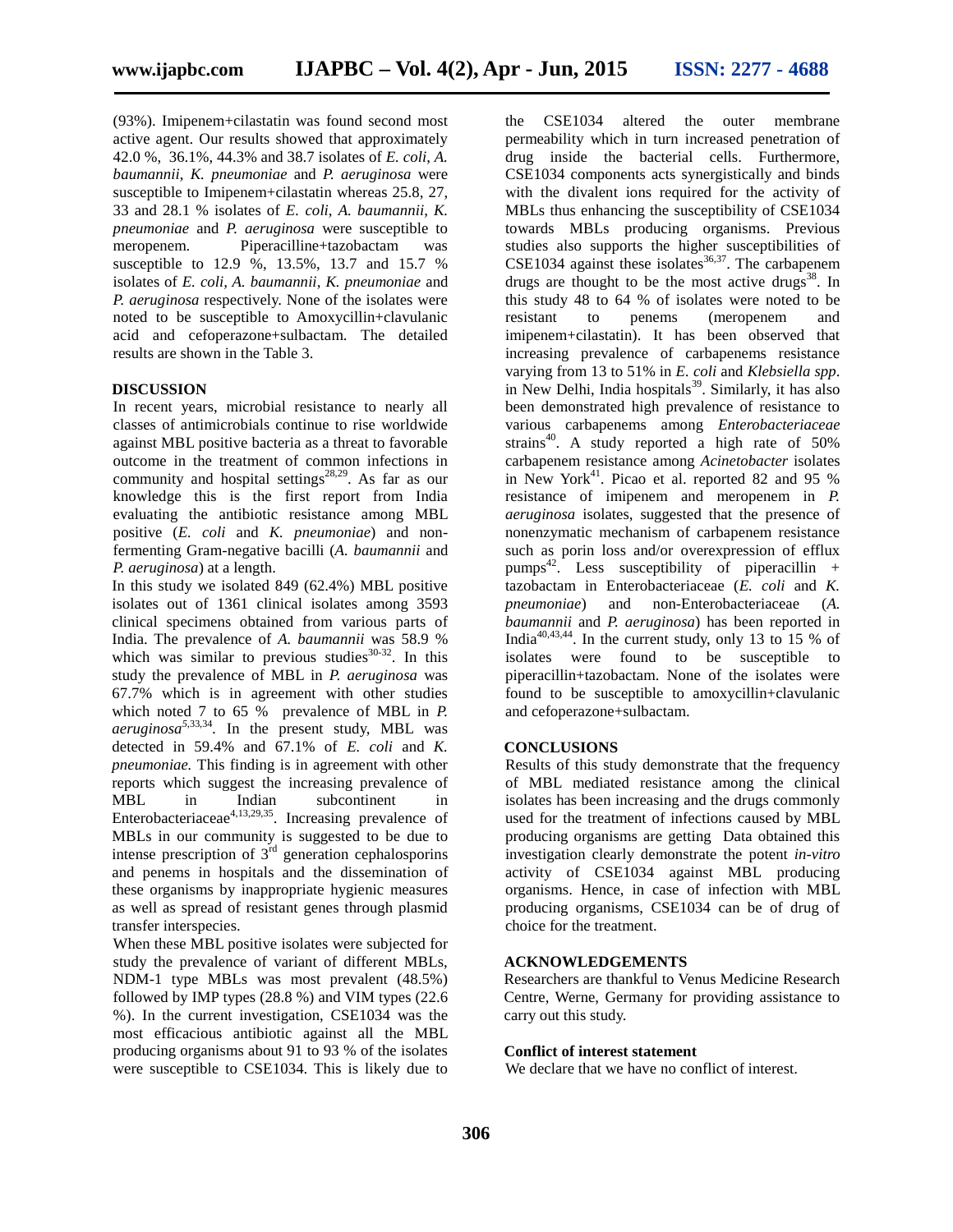(93%). Imipenem+cilastatin was found second most active agent. Our results showed that approximately 42.0 %, 36.1%, 44.3% and 38.7 isolates of *E. coli*, *A. baumannii*, *K. pneumoniae* and *P. aeruginosa* were susceptible to Imipenem+cilastatin whereas 25.8, 27, 33 and 28.1 % isolates of *E. coli*, *A. baumannii*, *K. pneumoniae* and *P. aeruginosa* were susceptible to meropenem. Piperacilline+tazobactam was susceptible to 12.9 %, 13.5%, 13.7 and 15.7 % isolates of *E. coli, A. baumannii*, *K. pneumoniae* and *P. aeruginosa* respectively. None of the isolates were noted to be susceptible to Amoxycillin+clavulanic acid and cefoperazone+sulbactam. The detailed results are shown in the Table 3.

## DISCUSSION

In recent years, microbial resistance to nearly all classes of antimicrobials continue to rise worldwide against MBL positive bacteria as a threat to favorable outcome in the treatment of common infections in community and hospital settings[28,29]. As far as our knowledge this is the first report from India evaluating the antibiotic resistance among MBL positive (*E. coli* and *K. pneumoniae*) and non-fermenting Gram-negative bacilli (*A. baumannii* and *P. aeruginosa*) at a length.

In this study we isolated 849 (62.4%) MBL positive isolates out of 1361 clinical isolates among 3593 clinical specimens obtained from various parts of India. The prevalence of *A. baumannii* was 58.9 % which was similar to previous studies[30-32]. In this study the prevalence of MBL in *P. aeruginosa* was 67.7% which is in agreement with other studies which noted 7 to 65 % prevalence of MBL in *P. aeruginosa*[5,33,34]. In the present study, MBL was detected in 59.4% and 67.1% of *E. coli* and *K. pneumoniae.* This finding is in agreement with other reports which suggest the increasing prevalence of MBL in Indian subcontinent in Enterobacteriaceae[4,13,29,35]. Increasing prevalence of MBLs in our community is suggested to be due to intense prescription of 3rd generation cephalosporins and penems in hospitals and the dissemination of these organisms by inappropriate hygienic measures as well as spread of resistant genes through plasmid transfer interspecies.

When these MBL positive isolates were subjected for study the prevalence of variant of different MBLs, NDM-1 type MBLs was most prevalent (48.5%) followed by IMP types (28.8 %) and VIM types (22.6 %). In the current investigation, CSE1034 was the most efficacious antibiotic against all the MBL producing organisms about 91 to 93 % of the isolates were susceptible to CSE1034. This is likely due to the CSE1034 altered the outer membrane permeability which in turn increased penetration of drug inside the bacterial cells. Furthermore, CSE1034 components acts synergistically and binds with the divalent ions required for the activity of MBLs thus enhancing the susceptibility of CSE1034 towards MBLs producing organisms. Previous studies also supports the higher susceptibilities of CSE1034 against these isolates[36,37]. The carbapenem drugs are thought to be the most active drugs[38]. In this study 48 to 64 % of isolates were noted to be resistant to penems (meropenem and imipenem+cilastatin). It has been observed that increasing prevalence of carbapenems resistance varying from 13 to 51% in *E. coli* and *Klebsiella spp*. in New Delhi, India hospitals[39]. Similarly, it has also been demonstrated high prevalence of resistance to various carbapenems among *Enterobacteriaceae* strains[40]. A study reported a high rate of 50% carbapenem resistance among *Acinetobacter* isolates in New York[41]. Picao et al. reported 82 and 95 % resistance of imipenem and meropenem in *P. aeruginosa* isolates, suggested that the presence of nonenzymatic mechanism of carbapenem resistance such as porin loss and/or overexpression of efflux pumps[42]. Less susceptibility of piperacillin + tazobactam in Enterobacteriaceae (*E. coli* and *K. pneumoniae*) and non-Enterobacteriaceae (*A. baumannii* and *P. aeruginosa*) has been reported in India[40,43,44]. In the current study, only 13 to 15 % of isolates were found to be susceptible to piperacillin+tazobactam. None of the isolates were found to be susceptible to amoxycillin+clavulanic and cefoperazone+sulbactam.

## CONCLUSIONS

Results of this study demonstrate that the frequency of MBL mediated resistance among the clinical isolates has been increasing and the drugs commonly used for the treatment of infections caused by MBL producing organisms are getting Data obtained this investigation clearly demonstrate the potent *in-vitro* activity of CSE1034 against MBL producing organisms. Hence, in case of infection with MBL producing organisms, CSE1034 can be of drug of choice for the treatment.

## ACKNOWLEDGEMENTS

Researchers are thankful to Venus Medicine Research Centre, Werne, Germany for providing assistance to carry out this study.

### Conflict of interest statement

We declare that we have no conflict of interest.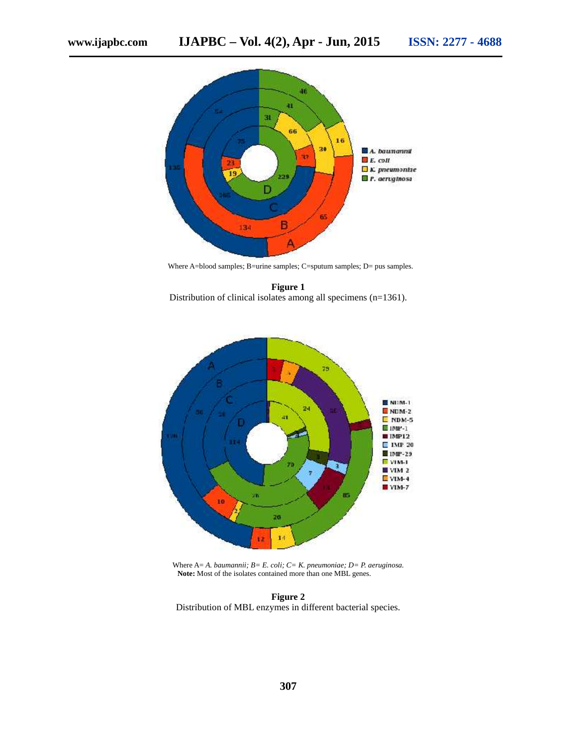Where A=blood samples; B=urine samples; C=sputum samples; D= pus samples.

**Figure 1**
Distribution of clinical isolates among all specimens (n=1361).

Where A= *A. baumannii; B= E. coli; C= K. pneumoniae; D= P. aeruginosa.*
**Note:** Most of the isolates contained more than one MBL genes.

**Figure 2**
Distribution of MBL enzymes in different bacterial species.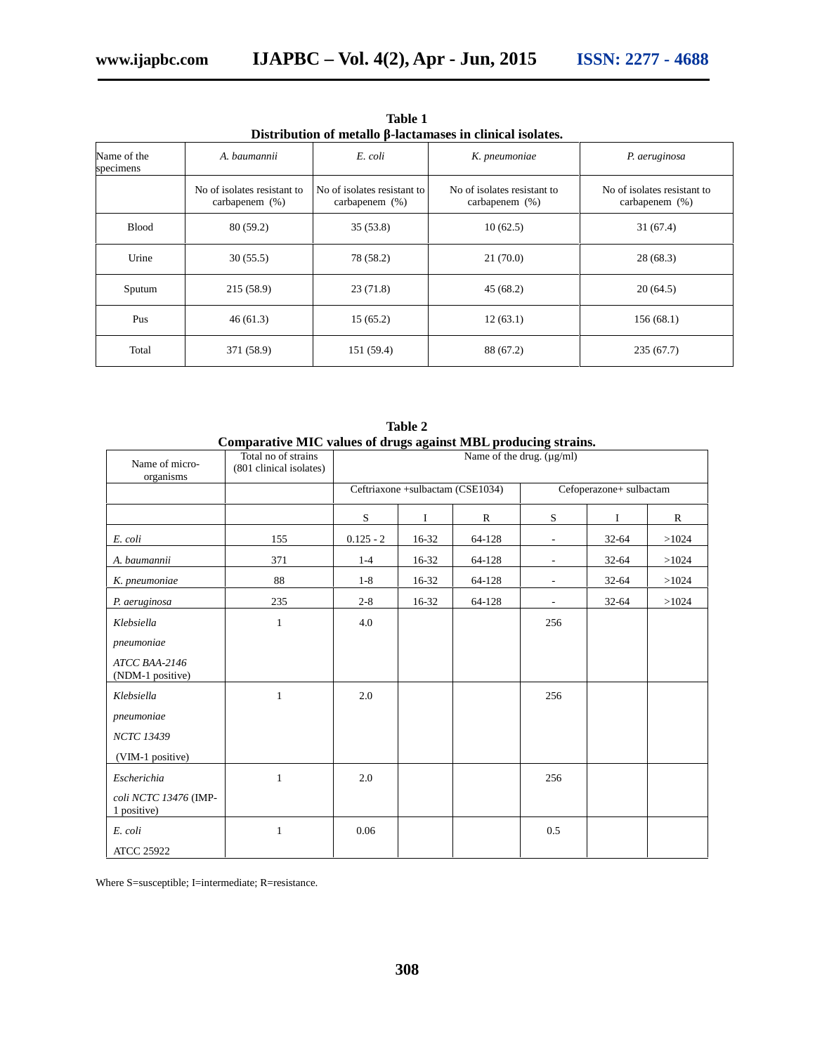**Table 1**
**Distribution of metallo β-lactamases in clinical isolates.**

| Name of the specimens | *A. baumannii* | *E. coli* | *K. pneumoniae* | *P. aeruginosa* |
|---|---|---|---|---|
| | No of isolates resistant to carbapenem (%) | No of isolates resistant to carbapenem (%) | No of isolates resistant to carbapenem (%) | No of isolates resistant to carbapenem (%) |
| Blood | 80 (59.2) | 35 (53.8) | 10 (62.5) | 31 (67.4) |
| Urine | 30 (55.5) | 78 (58.2) | 21 (70.0) | 28 (68.3) |
| Sputum | 215 (58.9) | 23 (71.8) | 45 (68.2) | 20 (64.5) |
| Pus | 46 (61.3) | 15 (65.2) | 12 (63.1) | 156 (68.1) |
| Total | 371 (58.9) | 151 (59.4) | 88 (67.2) | 235 (67.7) |

**Table 2**
**Comparative MIC values of drugs against MBL producing strains.**

| Name of micro-organisms | Total no of strains (801 clinical isolates) | Name of the drug. (µg/ml) | | | | | |
|---|---|---|---|---|---|---|---|
| | | Ceftriaxone +sulbactam (CSE1034) | | | Cefoperazone+ sulbactam | | |
| | | S | I | R | S | I | R |
| *E. coli* | 155 | 0.125 - 2 | 16-32 | 64-128 | - | 32-64 | >1024 |
| *A. baumannii* | 371 | 1-4 | 16-32 | 64-128 | - | 32-64 | >1024 |
| *K. pneumoniae* | 88 | 1-8 | 16-32 | 64-128 | - | 32-64 | >1024 |
| *P. aeruginosa* | 235 | 2-8 | 16-32 | 64-128 | - | 32-64 | >1024 |
| *Klebsiella pneumoniae ATCC BAA-2146* (NDM-1 positive) | 1 | 4.0 | | | 256 | | |
| *Klebsiella pneumoniae NCTC 13439* (VIM-1 positive) | 1 | 2.0 | | | 256 | | |
| *Escherichia coli NCTC 13476* (IMP-1 positive) | 1 | 2.0 | | | 256 | | |
| *E. coli* ATCC 25922 | 1 | 0.06 | | | 0.5 | | |

Where S=susceptible; I=intermediate; R=resistance.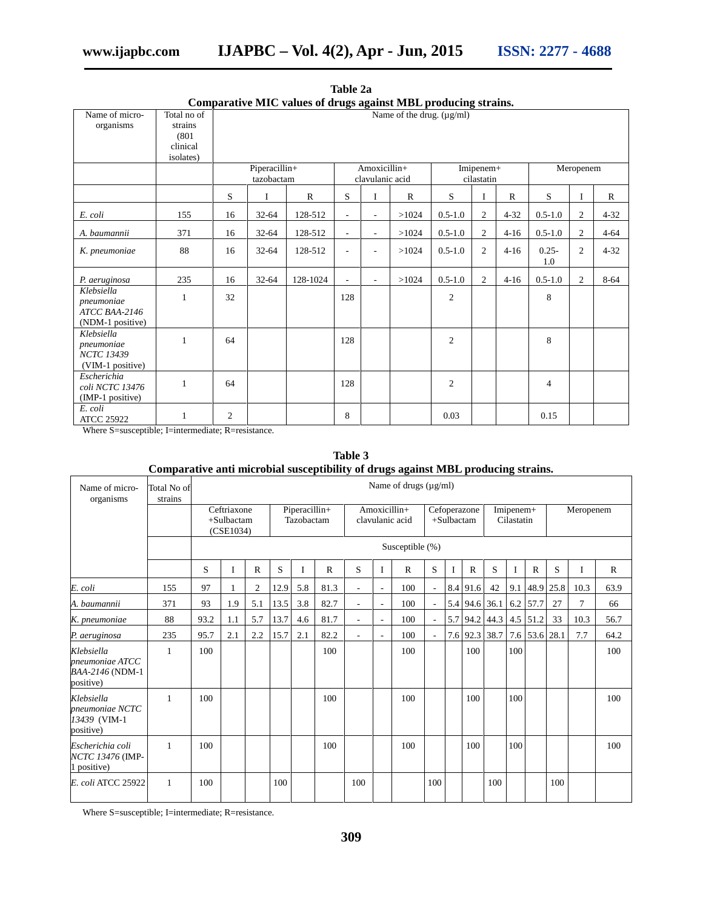**Table 2a**
**Comparative MIC values of drugs against MBL producing strains.**

| Name of micro-organisms | Total no of strains (801 clinical isolates) | Name of the drug. (µg/ml) | | | | | | | | | | | |
|---|---|---|---|---|---|---|---|---|---|---|---|---|---|
| | | Piperacillin+ tazobactam | | | Amoxicillin+ clavulanic acid | | | Imipenem+ cilastatin | | | Meropenem | | |
| | | S | I | R | S | I | R | S | I | R | S | I | R |
| *E. coli* | 155 | 16 | 32-64 | 128-512 | - | - | >1024 | 0.5-1.0 | 2 | 4-32 | 0.5-1.0 | 2 | 4-32 |
| *A. baumannii* | 371 | 16 | 32-64 | 128-512 | - | - | >1024 | 0.5-1.0 | 2 | 4-16 | 0.5-1.0 | 2 | 4-64 |
| *K. pneumoniae* | 88 | 16 | 32-64 | 128-512 | - | - | >1024 | 0.5-1.0 | 2 | 4-16 | 0.25-1.0 | 2 | 4-32 |
| *P. aeruginosa* | 235 | 16 | 32-64 | 128-1024 | - | - | >1024 | 0.5-1.0 | 2 | 4-16 | 0.5-1.0 | 2 | 8-64 |
| *Klebsiella pneumoniae ATCC BAA-2146* (NDM-1 positive) | 1 | 32 | | | 128 | | | 2 | | | 8 | | |
| *Klebsiella pneumoniae NCTC 13439* (VIM-1 positive) | 1 | 64 | | | 128 | | | 2 | | | 8 | | |
| *Escherichia coli NCTC 13476* (IMP-1 positive) | 1 | 64 | | | 128 | | | 2 | | | 4 | | |
| *E. coli* ATCC 25922 | 1 | 2 | | | 8 | | | 0.03 | | | 0.15 | | |

Where S=susceptible; I=intermediate; R=resistance.

**Table 3**
**Comparative anti microbial susceptibility of drugs against MBL producing strains.**

| Name of micro-organisms | Total No of strains | Name of drugs (µg/ml) | | | | | | | | | | | | | | | | | |
|---|---|---|---|---|---|---|---|---|---|---|---|---|---|---|---|---|---|---|---|
| | | Ceftriaxone +Sulbactam (CSE1034) | | | Piperacillin+ Tazobactam | | | Amoxicillin+ clavulanic acid | | | Cefoperazone +Sulbactam | | | Imipenem+ Cilastatin | | | Meropenem | | |
| | | Susceptible (%) | | | | | | | | | | | | | | | | | |
| | | S | I | R | S | I | R | S | I | R | S | I | R | S | I | R | S | I | R |
| *E. coli* | 155 | 97 | 1 | 2 | 12.9 | 5.8 | 81.3 | - | - | 100 | - | 8.4 | 91.6 | 42 | 9.1 | 48.9 | 25.8 | 10.3 | 63.9 |
| *A. baumannii* | 371 | 93 | 1.9 | 5.1 | 13.5 | 3.8 | 82.7 | - | - | 100 | - | 5.4 | 94.6 | 36.1 | 6.2 | 57.7 | 27 | 7 | 66 |
| *K. pneumoniae* | 88 | 93.2 | 1.1 | 5.7 | 13.7 | 4.6 | 81.7 | - | - | 100 | - | 5.7 | 94.2 | 44.3 | 4.5 | 51.2 | 33 | 10.3 | 56.7 |
| *P. aeruginosa* | 235 | 95.7 | 2.1 | 2.2 | 15.7 | 2.1 | 82.2 | - | - | 100 | - | 7.6 | 92.3 | 38.7 | 7.6 | 53.6 | 28.1 | 7.7 | 64.2 |
| *Klebsiella pneumoniae ATCC BAA-2146* (NDM-1 positive) | 1 | 100 | | | | | 100 | | | 100 | | | 100 | | 100 | | | | 100 |
| *Klebsiella pneumoniae NCTC 13439* (VIM-1 positive) | 1 | 100 | | | | | 100 | | | 100 | | | 100 | | 100 | | | | 100 |
| *Escherichia coli NCTC 13476* (IMP-1 positive) | 1 | 100 | | | | | 100 | | | 100 | | | 100 | | 100 | | | | 100 |
| *E. coli* ATCC 25922 | 1 | 100 | | | 100 | | | 100 | | | 100 | | | 100 | | | 100 | | |

Where S=susceptible; I=intermediate; R=resistance.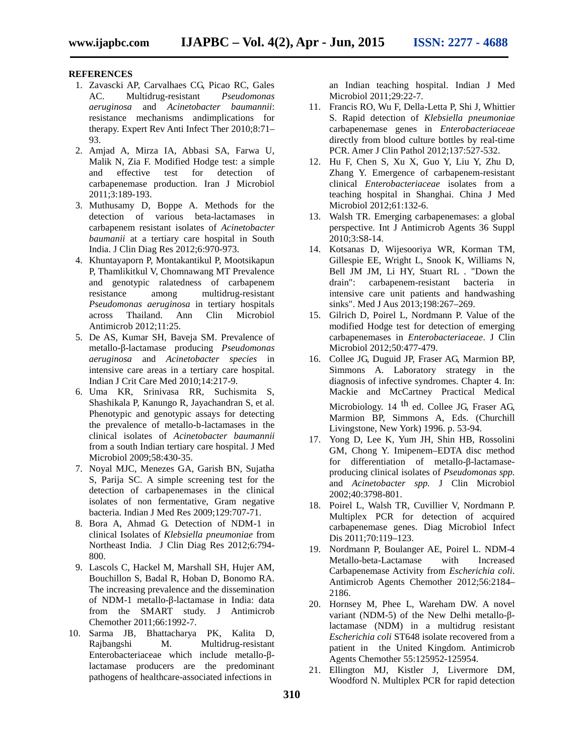## REFERENCES

1. Zavascki AP, Carvalhaes CG, Picao RC, Gales AC. Multidrug-resistant *Pseudomonas aeruginosa* and *Acinetobacter baumannii*: resistance mechanisms andimplications for therapy. Expert Rev Anti Infect Ther 2010;8:71–93.
2. Amjad A, Mirza IA, Abbasi SA, Farwa U, Malik N, Zia F. Modified Hodge test: a simple and effective test for detection of carbapenemase production. Iran J Microbiol 2011;3:189-193.
3. Muthusamy D, Boppe A. Methods for the detection of various beta-lactamases in carbapenem resistant isolates of *Acinetobacter baumanii* at a tertiary care hospital in South India. J Clin Diag Res 2012;6:970-973.
4. Khuntayaporn P, Montakantikul P, Mootsikapun P, Thamlikitkul V, Chomnawang MT Prevalence and genotypic ralatedness of carbapenem resistance among multidrug-resistant *Pseudomonas aeruginosa* in tertiary hospitals across Thailand. Ann Clin Microbiol Antimicrob 2012;11:25.
5. De AS, Kumar SH, Baveja SM. Prevalence of metallo-β-lactamase producing *Pseudomonas aeruginosa* and *Acinetobacter species* in intensive care areas in a tertiary care hospital. Indian J Crit Care Med 2010;14:217-9.
6. Uma KR, Srinivasa RR, Suchismita S, Shashikala P, Kanungo R, Jayachandran S, et al. Phenotypic and genotypic assays for detecting the prevalence of metallo-b-lactamases in the clinical isolates of *Acinetobacter baumannii* from a south Indian tertiary care hospital. J Med Microbiol 2009;58:430-35.
7. Noyal MJC, Menezes GA, Garish BN, Sujatha S, Parija SC. A simple screening test for the detection of carbapenemases in the clinical isolates of non fermentative, Gram negative bacteria. Indian J Med Res 2009;129:707-71.
8. Bora A, Ahmad G. Detection of NDM-1 in clinical Isolates of *Klebsiella pneumoniae* from Northeast India. J Clin Diag Res 2012;6:794-800.
9. Lascols C, Hackel M, Marshall SH, Hujer AM, Bouchillon S, Badal R, Hoban D, Bonomo RA. The increasing prevalence and the dissemination of NDM-1 metallo-β-lactamase in India: data from the SMART study. J Antimicrob Chemother 2011;66:1992-7.
10. Sarma JB, Bhattacharya PK, Kalita D, Rajbangshi M. Multidrug-resistant Enterobacteriaceae which include metallo-β-lactamase producers are the predominant pathogens of healthcare-associated infections in an Indian teaching hospital. Indian J Med Microbiol 2011;29:22-7.
11. Francis RO, Wu F, Della-Letta P, Shi J, Whittier S. Rapid detection of *Klebsiella pneumoniae* carbapenemase genes in *Enterobacteriaceae* directly from blood culture bottles by real-time PCR. Amer J Clin Pathol 2012;137:527-532.
12. Hu F, Chen S, Xu X, Guo Y, Liu Y, Zhu D, Zhang Y. Emergence of carbapenem-resistant clinical *Enterobacteriaceae* isolates from a teaching hospital in Shanghai. China J Med Microbiol 2012;61:132-6.
13. Walsh TR. Emerging carbapenemases: a global perspective. Int J Antimicrob Agents 36 Suppl 2010;3:S8-14.
14. Kotsanas D, Wijesooriya WR, Korman TM, Gillespie EE, Wright L, Snook K, Williams N, Bell JM JM, Li HY, Stuart RL . "Down the drain": carbapenem-resistant bacteria in intensive care unit patients and handwashing sinks". Med J Aus 2013;198:267–269.
15. Gilrich D, Poirel L, Nordmann P. Value of the modified Hodge test for detection of emerging carbapenemases in *Enterobacteriaceae*. J Clin Microbiol 2012;50:477-479.
16. Collee JG, Duguid JP, Fraser AG, Marmion BP, Simmons A. Laboratory strategy in the diagnosis of infective syndromes. Chapter 4. In: Mackie and McCartney Practical Medical Microbiology. 14 th ed. Collee JG, Fraser AG, Marmion BP, Simmons A, Eds. (Churchill Livingstone, New York) 1996. p. 53-94.
17. Yong D, Lee K, Yum JH, Shin HB, Rossolini GM, Chong Y. Imipenem–EDTA disc method for differentiation of metallo-β-lactamase-producing clinical isolates of *Pseudomonas spp.* and *Acinetobacter spp.* J Clin Microbiol 2002;40:3798-801.
18. Poirel L, Walsh TR, Cuvillier V, Nordmann P. Multiplex PCR for detection of acquired carbapenemase genes. Diag Microbiol Infect Dis 2011;70:119–123.
19. Nordmann P, Boulanger AE, Poirel L. NDM-4 Metallo-beta-Lactamase with Increased Carbapenemase Activity from *Escherichia coli*. Antimicrob Agents Chemother 2012;56:2184–2186.
20. Hornsey M, Phee L, Wareham DW. A novel variant (NDM-5) of the New Delhi metallo-β-lactamase (NDM) in a multidrug resistant *Escherichia coli* ST648 isolate recovered from a patient in the United Kingdom. Antimicrob Agents Chemother 55:125952-125954.
21. Ellington MJ, Kistler J, Livermore DM, Woodford N. Multiplex PCR for rapid detection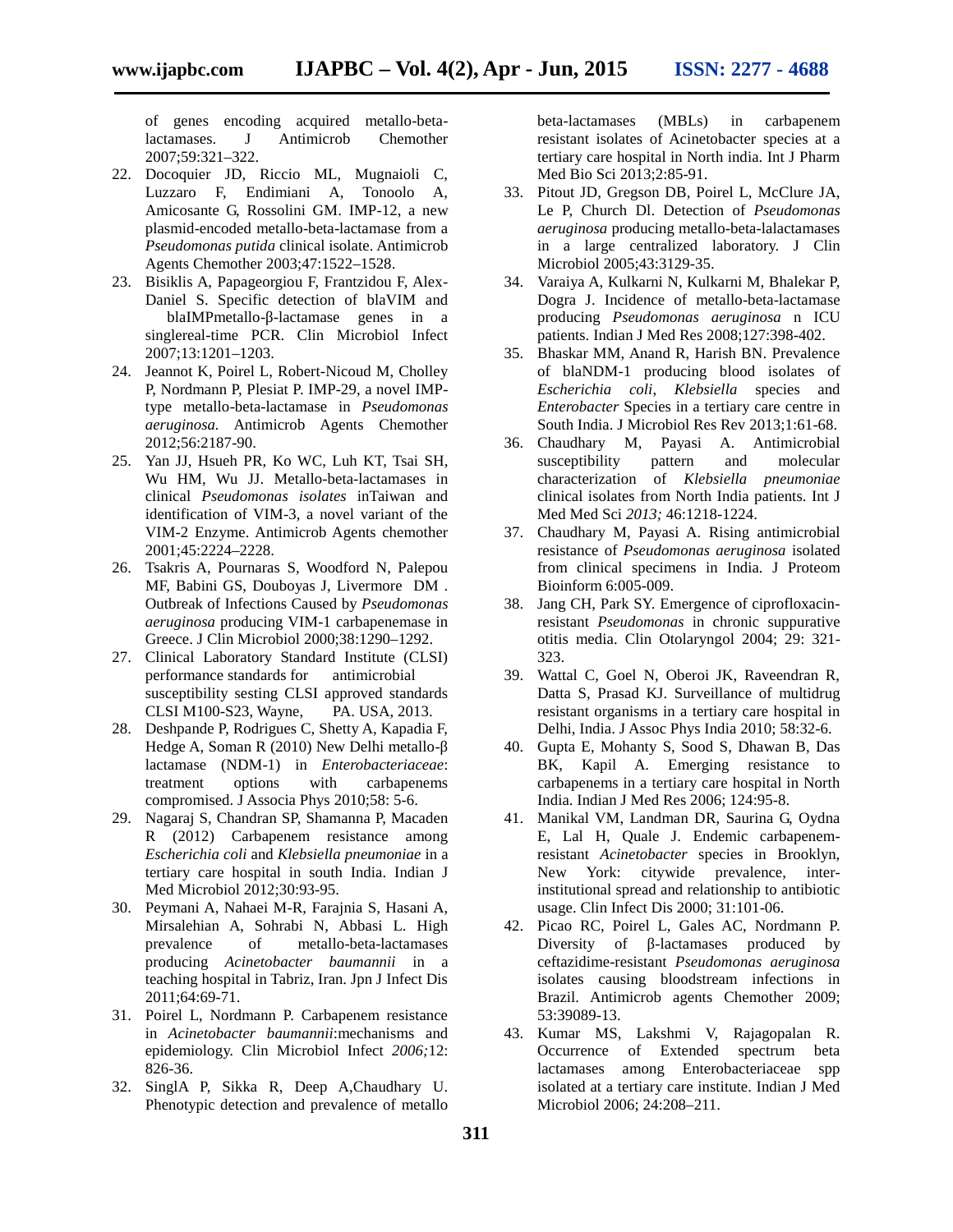of genes encoding acquired metallo-beta-lactamases. J Antimicrob Chemother 2007;59:321–322.

22. Docoquier JD, Riccio ML, Mugnaioli C, Luzzaro F, Endimiani A, Tonoolo A, Amicosante G, Rossolini GM. IMP-12, a new plasmid-encoded metallo-beta-lactamase from a *Pseudomonas putida* clinical isolate. Antimicrob Agents Chemother 2003;47:1522–1528.
23. Bisiklis A, Papageorgiou F, Frantzidou F, Alex-Daniel S. Specific detection of blaVIM and blaIMPmetallo-β-lactamase genes in a singlereal-time PCR. Clin Microbiol Infect 2007;13:1201–1203.
24. Jeannot K, Poirel L, Robert-Nicoud M, Cholley P, Nordmann P, Plesiat P. IMP-29, a novel IMP-type metallo-beta-lactamase in *Pseudomonas aeruginosa.* Antimicrob Agents Chemother 2012;56:2187-90.
25. Yan JJ, Hsueh PR, Ko WC, Luh KT, Tsai SH, Wu HM, Wu JJ. Metallo-beta-lactamases in clinical *Pseudomonas isolates* inTaiwan and identification of VIM-3, a novel variant of the VIM-2 Enzyme. Antimicrob Agents chemother 2001;45:2224–2228.
26. Tsakris A, Pournaras S, Woodford N, Palepou MF, Babini GS, Douboyas J, Livermore DM . Outbreak of Infections Caused by *Pseudomonas aeruginosa* producing VIM-1 carbapenemase in Greece. J Clin Microbiol 2000;38:1290–1292.
27. Clinical Laboratory Standard Institute (CLSI) performance standards for antimicrobial susceptibility sesting CLSI approved standards CLSI M100-S23, Wayne, PA. USA, 2013.
28. Deshpande P, Rodrigues C, Shetty A, Kapadia F, Hedge A, Soman R (2010) New Delhi metallo-β lactamase (NDM-1) in *Enterobacteriaceae*: treatment options with carbapenems compromised. J Associa Phys 2010;58: 5-6.
29. Nagaraj S, Chandran SP, Shamanna P, Macaden R (2012) Carbapenem resistance among *Escherichia coli* and *Klebsiella pneumoniae* in a tertiary care hospital in south India. Indian J Med Microbiol 2012;30:93-95.
30. Peymani A, Nahaei M-R, Farajnia S, Hasani A, Mirsalehian A, Sohrabi N, Abbasi L. High prevalence of metallo-beta-lactamases producing *Acinetobacter baumannii* in a teaching hospital in Tabriz, Iran. Jpn J Infect Dis 2011;64:69-71.
31. Poirel L, Nordmann P. Carbapenem resistance in *Acinetobacter baumannii*:mechanisms and epidemiology. Clin Microbiol Infect *2006;*12: 826-36.
32. SinglA P, Sikka R, Deep A,Chaudhary U. Phenotypic detection and prevalence of metallo beta-lactamases (MBLs) in carbapenem resistant isolates of Acinetobacter species at a tertiary care hospital in North india. Int J Pharm Med Bio Sci 2013;2:85-91.
33. Pitout JD, Gregson DB, Poirel L, McClure JA, Le P, Church Dl. Detection of *Pseudomonas aeruginosa* producing metallo-beta-lalactamases in a large centralized laboratory. J Clin Microbiol 2005;43:3129-35.
34. Varaiya A, Kulkarni N, Kulkarni M, Bhalekar P, Dogra J. Incidence of metallo-beta-lactamase producing *Pseudomonas aeruginosa* n ICU patients. Indian J Med Res 2008;127:398-402.
35. Bhaskar MM, Anand R, Harish BN. Prevalence of blaNDM-1 producing blood isolates of *Escherichia coli*, *Klebsiella* species and *Enterobacter* Species in a tertiary care centre in South India. J Microbiol Res Rev 2013;1:61-68.
36. Chaudhary M, Payasi A. Antimicrobial susceptibility pattern and molecular characterization of *Klebsiella pneumoniae* clinical isolates from North India patients. Int J Med Med Sci *2013;* 46:1218-1224.
37. Chaudhary M, Payasi A. Rising antimicrobial resistance of *Pseudomonas aeruginosa* isolated from clinical specimens in India. J Proteom Bioinform 6:005-009.
38. Jang CH, Park SY. Emergence of ciprofloxacin-resistant *Pseudomonas* in chronic suppurative otitis media. Clin Otolaryngol 2004; 29: 321-323.
39. Wattal C, Goel N, Oberoi JK, Raveendran R, Datta S, Prasad KJ. Surveillance of multidrug resistant organisms in a tertiary care hospital in Delhi, India. J Assoc Phys India 2010; 58:32-6.
40. Gupta E, Mohanty S, Sood S, Dhawan B, Das BK, Kapil A. Emerging resistance to carbapenems in a tertiary care hospital in North India. Indian J Med Res 2006; 124:95-8.
41. Manikal VM, Landman DR, Saurina G, Oydna E, Lal H, Quale J. Endemic carbapenem-resistant *Acinetobacter* species in Brooklyn, New York: citywide prevalence, inter-institutional spread and relationship to antibiotic usage. Clin Infect Dis 2000; 31:101-06.
42. Picao RC, Poirel L, Gales AC, Nordmann P. Diversity of β-lactamases produced by ceftazidime-resistant *Pseudomonas aeruginosa* isolates causing bloodstream infections in Brazil. Antimicrob agents Chemother 2009; 53:39089-13.
43. Kumar MS, Lakshmi V, Rajagopalan R. Occurrence of Extended spectrum beta lactamases among Enterobacteriaceae spp isolated at a tertiary care institute. Indian J Med Microbiol 2006; 24:208–211.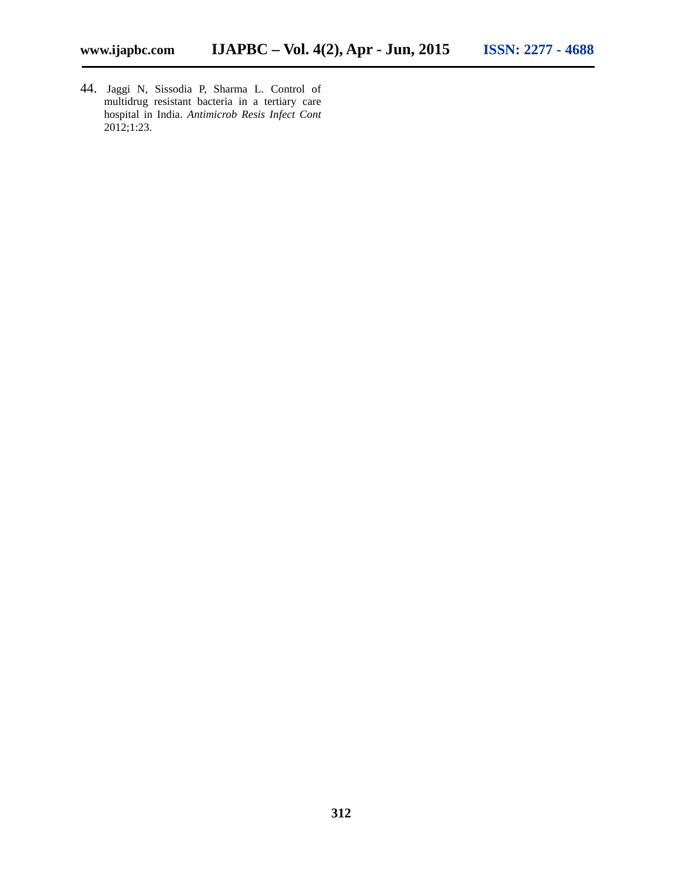44. Jaggi N, Sissodia P, Sharma L. Control of multidrug resistant bacteria in a tertiary care hospital in India. *Antimicrob Resis Infect Cont* 2012;1:23.